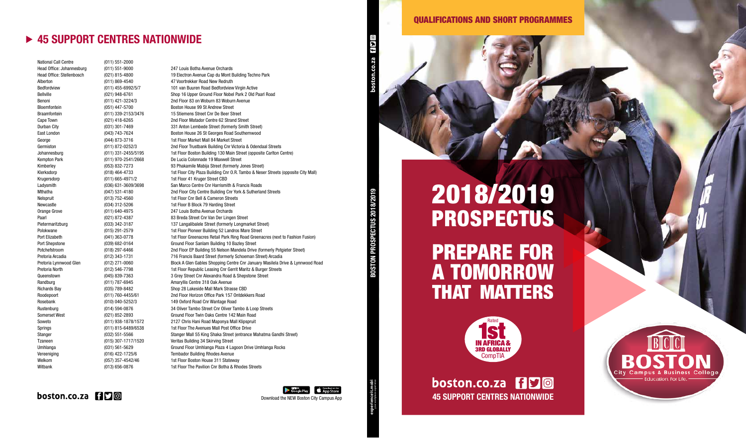## 45 SUPPORT CENTRES NATIONWIDE

| Centre | Phone | Address |
|---|---|---|
| National Call Centre | (011) 551-2000 | |
| Head Office: Johannesburg | (011) 551-9000 | 247 Louis Botha Avenue Orchards |
| Head Office: Stellenbosch | (021) 815-4800 | 19 Electron Avenue Cap du Mont Building Techno Park |
| Alberton | (011) 869-4540 | 47 Voortrekker Road New Redruth |
| Bedfordview | (011) 455-6992/5/7 | 101 van Buuren Road Bedfordview Virgin Active |
| Bellville | (021) 948-6761 | Shop 16 Upper Ground Floor Nobel Park 2 Old Paarl Road |
| Benoni | (011) 421-3224/3 | 2nd Floor 83 on Woburn 83 Woburn Avenue |
| Bloemfontein | (051) 447-5700 | Boston House 99 St Andrew Street |
| Braamfontein | (011) 339-2153/3476 | 15 Stiemens Street Cnr De Beer Street |
| Cape Town | (021) 418-6265 | 2nd Floor Matador Centre 62 Strand Street |
| Durban City | (031) 301-7469 | 331 Anton Lembede Street (formerly Smith Street) |
| East London | (043) 743-7624 | Boston House 26 St Georges Road Southernwood |
| George | (044) 873-3716 | 1st Floor Market Mall 84 Market Street |
| Germiston | (011) 872-0252/3 | 2nd Floor Trustbank Building Cnr Victoria & Odendaal Streets |
| Johannesburg | (011) 331-2455/5195 | 1st Floor Boston Building 130 Main Street (opposite Carlton Centre) |
| Kempton Park | (011) 970-2541/2668 | De Lucia Colonnade 19 Maxwell Street |
| Kimberley | (053) 832-7273 | 93 Phakamile Mabija Street (formerly Jones Street) |
| Klerksdorp | (018) 464-4733 | 1st Floor City Plaza Building Cnr O.R. Tambo & Neser Streets (opposite City Mall) |
| Krugersdorp | (011) 665-4971/2 | 1st Floor 41 Kruger Street CBD |
| Ladysmith | (036) 631-3609/3698 | San Marco Centre Cnr Harrismith & Francis Roads |
| Mthatha | (047) 531-4180 | 2nd Floor City Centre Building Cnr York & Sutherland Streets |
| Nelspruit | (013) 752-4560 | 1st Floor Cnr Bell & Cameron Streets |
| Newcastle | (034) 312-5206 | 1st Floor B Block 79 Harding Street |
| Orange Grove | (011) 640-4975 | 247 Louis Botha Avenue Orchards |
| Paarl | (021) 872-4387 | 83 Breda Street Cnr Van Der Lingen Street |
| Pietermaritzburg | (033) 342-3187 | 137 Langalibalele Street (formerly Longmarket Street) |
| Polokwane | (015) 291-2579 | 1st Floor Pioneer Building 52 Landros Mare Street |
| Port Elizabeth | (041) 363-0778 | 1st Floor Greenacres Retail Park Ring Road Greenacres (next to Fashion Fusion) |
| Port Shepstone | (039) 682-0164 | Ground Floor Sanlam Building 10 Bazley Street |
| Potchefstroom | (018) 297-6466 | 2nd Floor EP Building 55 Nelson Mandela Drive (formerly Potgieter Street) |
| Pretoria Arcadia | (012) 343-1731 | 716 Francis Baard Street (formerly Schoeman Street) Arcadia |
| Pretoria Lynnwood Glen | (012) 271-0060 | Block A Glen Gables Shopping Centre Cnr January Masilela Drive & Lynnwood Road |
| Pretoria North | (012) 546-7798 | 1st Floor Republic Leasing Cnr Gerrit Maritz & Burger Streets |
| Queenstown | (045) 839-7363 | 3 Grey Street Cnr Alexandra Road & Shepstone Street |
| Randburg | (011) 787-6945 | Amaryllis Centre 318 Oak Avenue |
| Richards Bay | (035) 789-8482 | Shop 28 Lakeside Mall Mark Strasse CBD |
| Roodepoort | (011) 760-4455/61 | 2nd Floor Horizon Office Park 157 Ontdekkers Road |
| Rosebank | (010) 040-5252/3 | 149 Oxford Road Cnr Wantage Road |
| Rustenburg | (014) 594-0876 | 34 Oliver Tambo Street Cnr Oliver Tambo & Loop Streets |
| Somerset West | (021) 852-2893 | Ground Floor Twin Oaks Centre 142 Main Road |
| Soweto | (011) 938-1878/1572 | 2127 Chris Hani Road Maponya Mall Klipspruit |
| Springs | (011) 815-6489/6538 | 1st Floor The Avenues Mall Post Office Drive |
| Stanger | (032) 551-5566 | Stanger Mall 55 King Shaka Street (entrance Mahatma Gandhi Street) |
| Tzaneen | (015) 307-1717/1520 | Veritas Building 34 Skirving Street |
| Umhlanga | (031) 561-5629 | Ground Floor Umhlanga Plaza 4 Lagoon Drive Umhlanga Rocks |
| Vereeniging | (016) 422-1725/6 | Tembador Building Rhodes Avenue |
| Welkom | (057) 357-4542/46 | 1st Floor Boston House 311 Stateway |
| Witbank | (013) 656-0876 | 1st Floor The Pavilion Cnr Botha & Rhodes Streets |

boston.co.za

Download the NEW Boston City Campus App

boston.co.za

BOSTON PROSPECTUS 2018/2019

**QUALIFICATIONS AND SHORT PROGRAMMES**

# 2018/2019 PROSPECTUS

# PREPARE FOR A TOMORROW THAT MATTERS

Rated 1st IN AFRICA & 3RD GLOBALLY CompTIA

BOSTON City Campus & Business College – Education. For Life.

**boston.co.za**

**45 SUPPORT CENTRES NATIONWIDE**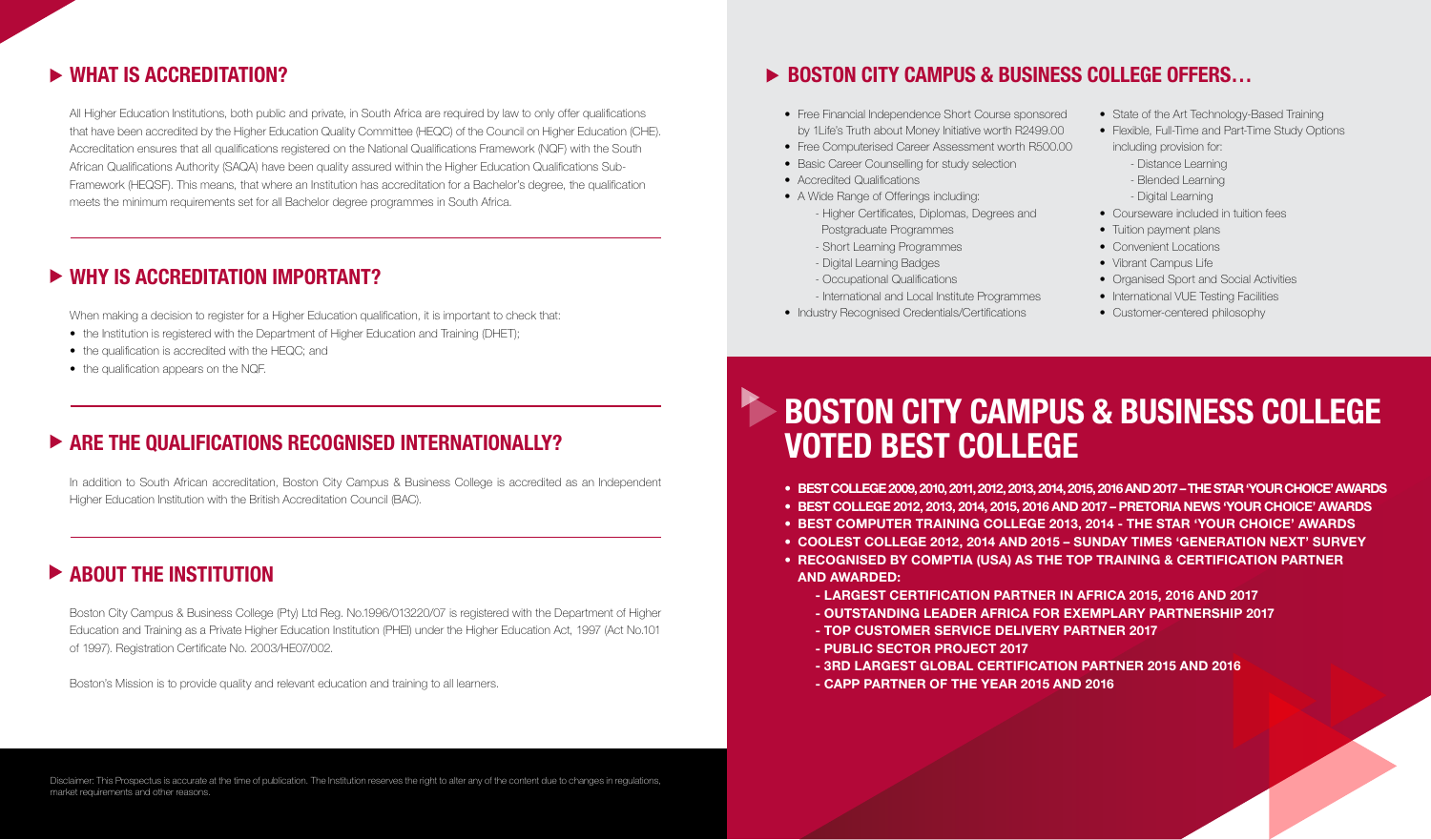## WHAT IS ACCREDITATION?

All Higher Education Institutions, both public and private, in South Africa are required by law to only offer qualifications that have been accredited by the Higher Education Quality Committee (HEQC) of the Council on Higher Education (CHE). Accreditation ensures that all qualifications registered on the National Qualifications Framework (NQF) with the South African Qualifications Authority (SAQA) have been quality assured within the Higher Education Qualifications Sub-Framework (HEQSF). This means, that where an Institution has accreditation for a Bachelor's degree, the qualification meets the minimum requirements set for all Bachelor degree programmes in South Africa.

## WHY IS ACCREDITATION IMPORTANT?

When making a decision to register for a Higher Education qualification, it is important to check that:

- the Institution is registered with the Department of Higher Education and Training (DHET);
- the qualification is accredited with the HEQC; and
- the qualification appears on the NQF.

## ARE THE QUALIFICATIONS RECOGNISED INTERNATIONALLY?

In addition to South African accreditation, Boston City Campus & Business College is accredited as an Independent Higher Education Institution with the British Accreditation Council (BAC).

## ABOUT THE INSTITUTION

Boston City Campus & Business College (Pty) Ltd Reg. No.1996/013220/07 is registered with the Department of Higher Education and Training as a Private Higher Education Institution (PHEI) under the Higher Education Act, 1997 (Act No.101 of 1997). Registration Certificate No. 2003/HE07/002.

Boston's Mission is to provide quality and relevant education and training to all learners.

Disclaimer: This Prospectus is accurate at the time of publication. The Institution reserves the right to alter any of the content due to changes in regulations, market requirements and other reasons.

## BOSTON CITY CAMPUS & BUSINESS COLLEGE OFFERS…

- Free Financial Independence Short Course sponsored by 1Life's Truth about Money Initiative worth R2499.00
- Free Computerised Career Assessment worth R500.00
- Basic Career Counselling for study selection
- Accredited Qualifications
- A Wide Range of Offerings including:
  - Higher Certificates, Diplomas, Degrees and Postgraduate Programmes
  - Short Learning Programmes
  - Digital Learning Badges
  - Occupational Qualifications
  - International and Local Institute Programmes
- Industry Recognised Credentials/Certifications
- State of the Art Technology-Based Training
- Flexible, Full-Time and Part-Time Study Options including provision for:
  - Distance Learning
  - Blended Learning
  - Digital Learning
- Courseware included in tuition fees
- Tuition payment plans
- Convenient Locations
- Vibrant Campus Life
- Organised Sport and Social Activities
- International VUE Testing Facilities
- Customer-centered philosophy

# BOSTON CITY CAMPUS & BUSINESS COLLEGE VOTED BEST COLLEGE

- **BEST COLLEGE 2009, 2010, 2011, 2012, 2013, 2014, 2015, 2016 AND 2017 – THE STAR 'YOUR CHOICE' AWARDS**
- **BEST COLLEGE 2012, 2013, 2014, 2015, 2016 AND 2017 – PRETORIA NEWS 'YOUR CHOICE' AWARDS**
- **BEST COMPUTER TRAINING COLLEGE 2013, 2014 - THE STAR 'YOUR CHOICE' AWARDS**
- **COOLEST COLLEGE 2012, 2014 AND 2015 – SUNDAY TIMES 'GENERATION NEXT' SURVEY**
- **RECOGNISED BY COMPTIA (USA) AS THE TOP TRAINING & CERTIFICATION PARTNER AND AWARDED:**
  - **LARGEST CERTIFICATION PARTNER IN AFRICA 2015, 2016 AND 2017**
  - **OUTSTANDING LEADER AFRICA FOR EXEMPLARY PARTNERSHIP 2017**
  - **TOP CUSTOMER SERVICE DELIVERY PARTNER 2017**
  - **PUBLIC SECTOR PROJECT 2017**
  - **3RD LARGEST GLOBAL CERTIFICATION PARTNER 2015 AND 2016**
  - **CAPP PARTNER OF THE YEAR 2015 AND 2016**